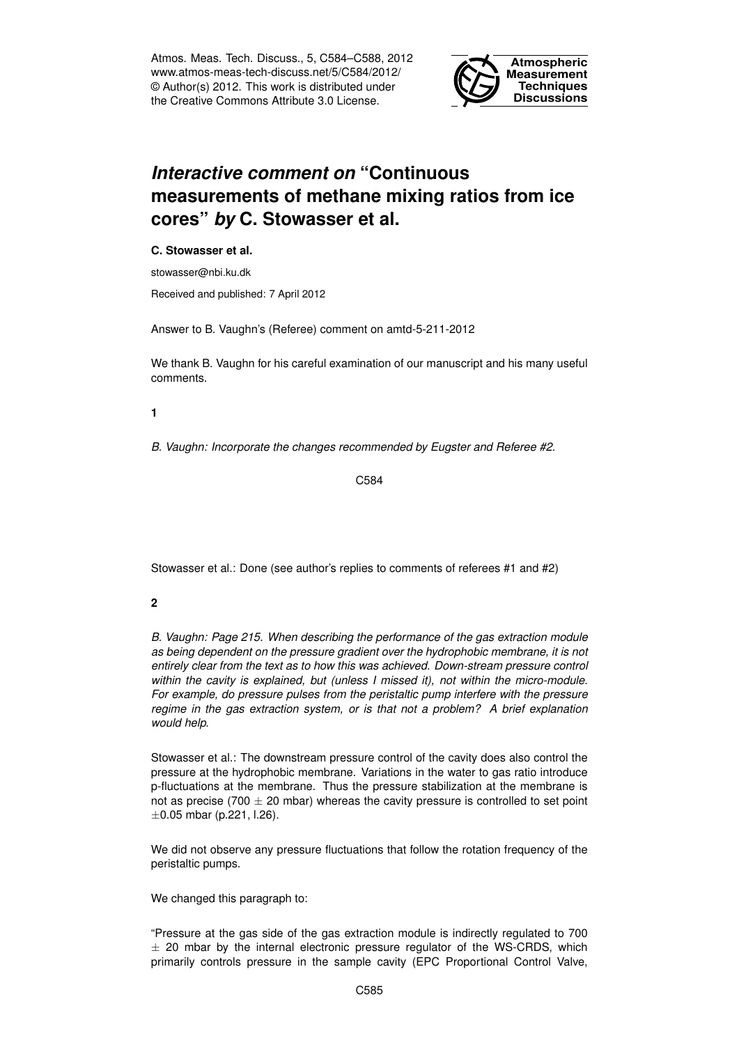# *Interactive comment on* "Continuous measurements of methane mixing ratios from ice cores" *by* C. Stowasser et al.

**C. Stowasser et al.**

stowasser@nbi.ku.dk

Received and published: 7 April 2012

Answer to B. Vaughn's (Referee) comment on amtd-5-211-2012

We thank B. Vaughn for his careful examination of our manuscript and his many useful comments.

**1**

*B. Vaughn: Incorporate the changes recommended by Eugster and Referee #2.*

Stowasser et al.: Done (see author's replies to comments of referees #1 and #2)

**2**

*B. Vaughn: Page 215. When describing the performance of the gas extraction module as being dependent on the pressure gradient over the hydrophobic membrane, it is not entirely clear from the text as to how this was achieved. Down-stream pressure control within the cavity is explained, but (unless I missed it), not within the micro-module. For example, do pressure pulses from the peristaltic pump interfere with the pressure regime in the gas extraction system, or is that not a problem? A brief explanation would help.*

Stowasser et al.: The downstream pressure control of the cavity does also control the pressure at the hydrophobic membrane. Variations in the water to gas ratio introduce p-fluctuations at the membrane. Thus the pressure stabilization at the membrane is not as precise (700 $\pm$ 20 mbar) whereas the cavity pressure is controlled to set point $\pm$0.05 mbar (p.221, l.26).

We did not observe any pressure fluctuations that follow the rotation frequency of the peristaltic pumps.

We changed this paragraph to:

"Pressure at the gas side of the gas extraction module is indirectly regulated to 700 $\pm$ 20 mbar by the internal electronic pressure regulator of the WS-CRDS, which primarily controls pressure in the sample cavity (EPC Proportional Control Valve,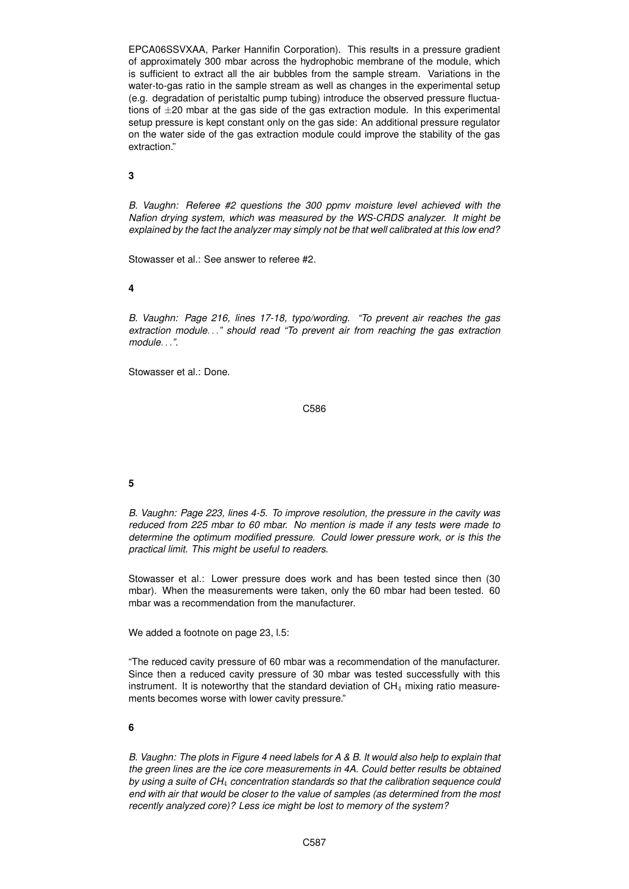EPCA06SSVXAA, Parker Hannifin Corporation). This results in a pressure gradient of approximately 300 mbar across the hydrophobic membrane of the module, which is sufficient to extract all the air bubbles from the sample stream. Variations in the water-to-gas ratio in the sample stream as well as changes in the experimental setup (e.g. degradation of peristaltic pump tubing) introduce the observed pressure fluctuations of ±20 mbar at the gas side of the gas extraction module. In this experimental setup pressure is kept constant only on the gas side: An additional pressure regulator on the water side of the gas extraction module could improve the stability of the gas extraction."

**3**

*B. Vaughn: Referee #2 questions the 300 ppmv moisture level achieved with the Nafion drying system, which was measured by the WS-CRDS analyzer. It might be explained by the fact the analyzer may simply not be that well calibrated at this low end?*

Stowasser et al.: See answer to referee #2.

**4**

*B. Vaughn: Page 216, lines 17-18, typo/wording. "To prevent air reaches the gas extraction module…" should read "To prevent air from reaching the gas extraction module…".*

Stowasser et al.: Done.

**5**

*B. Vaughn: Page 223, lines 4-5. To improve resolution, the pressure in the cavity was reduced from 225 mbar to 60 mbar. No mention is made if any tests were made to determine the optimum modified pressure. Could lower pressure work, or is this the practical limit. This might be useful to readers.*

Stowasser et al.: Lower pressure does work and has been tested since then (30 mbar). When the measurements were taken, only the 60 mbar had been tested. 60 mbar was a recommendation from the manufacturer.

We added a footnote on page 23, l.5:

"The reduced cavity pressure of 60 mbar was a recommendation of the manufacturer. Since then a reduced cavity pressure of 30 mbar was tested successfully with this instrument. It is noteworthy that the standard deviation of $CH_4$ mixing ratio measurements becomes worse with lower cavity pressure."

**6**

*B. Vaughn: The plots in Figure 4 need labels for A & B. It would also help to explain that the green lines are the ice core measurements in 4A. Could better results be obtained by using a suite of $CH_4$ concentration standards so that the calibration sequence could end with air that would be closer to the value of samples (as determined from the most recently analyzed core)? Less ice might be lost to memory of the system?*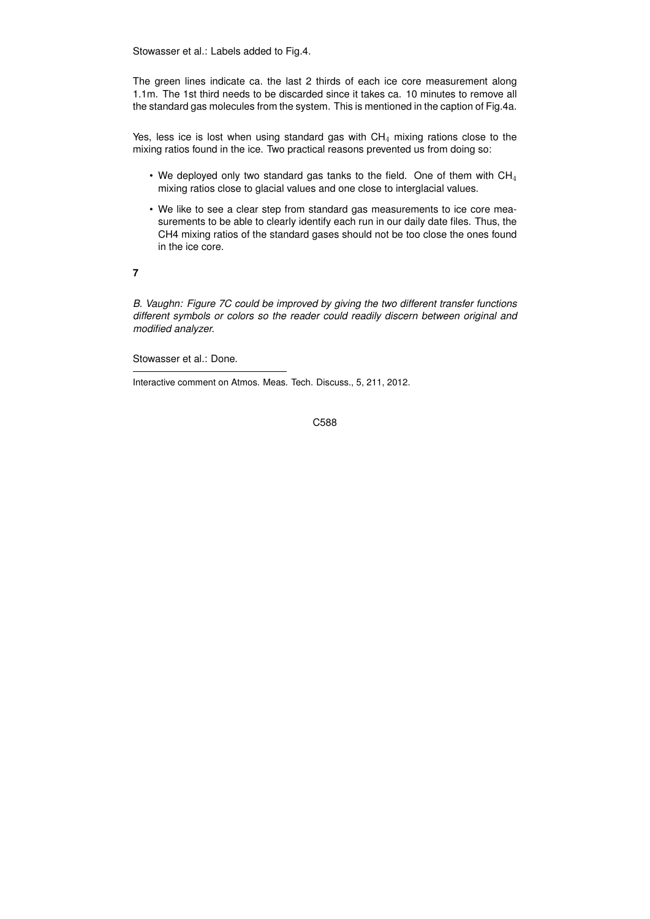Stowasser et al.: Labels added to Fig.4.

The green lines indicate ca. the last 2 thirds of each ice core measurement along 1.1m. The 1st third needs to be discarded since it takes ca. 10 minutes to remove all the standard gas molecules from the system. This is mentioned in the caption of Fig.4a.

Yes, less ice is lost when using standard gas with $CH_4$ mixing rations close to the mixing ratios found in the ice. Two practical reasons prevented us from doing so:

- We deployed only two standard gas tanks to the field. One of them with $CH_4$ mixing ratios close to glacial values and one close to interglacial values.
- We like to see a clear step from standard gas measurements to ice core measurements to be able to clearly identify each run in our daily date files. Thus, the CH4 mixing ratios of the standard gases should not be too close the ones found in the ice core.

**7**

*B. Vaughn: Figure 7C could be improved by giving the two different transfer functions different symbols or colors so the reader could readily discern between original and modified analyzer.*

Stowasser et al.: Done.

---

Interactive comment on Atmos. Meas. Tech. Discuss., 5, 211, 2012.